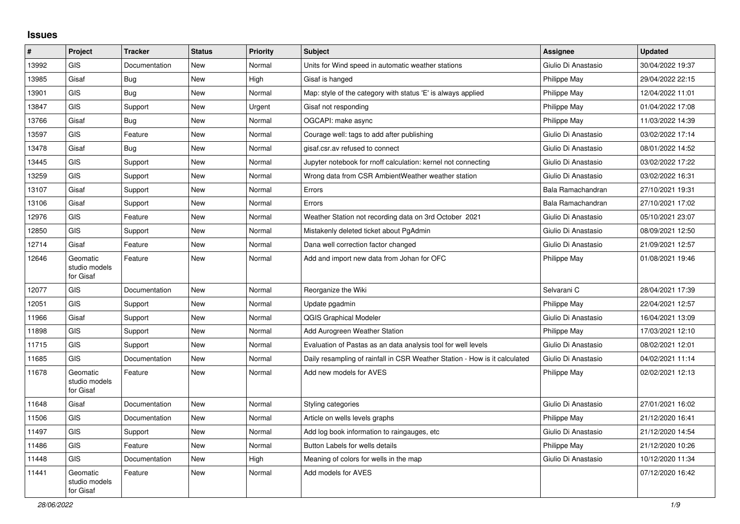## Issues

| # | Project | Tracker | Status | Priority | Subject | Assignee | Updated |
|---|---|---|---|---|---|---|---|
| 13992 | GIS | Documentation | New | Normal | Units for Wind speed in automatic weather stations | Giulio Di Anastasio | 30/04/2022 19:37 |
| 13985 | Gisaf | Bug | New | High | Gisaf is hanged | Philippe May | 29/04/2022 22:15 |
| 13901 | GIS | Bug | New | Normal | Map: style of the category with status 'E' is always applied | Philippe May | 12/04/2022 11:01 |
| 13847 | GIS | Support | New | Urgent | Gisaf not responding | Philippe May | 01/04/2022 17:08 |
| 13766 | Gisaf | Bug | New | Normal | OGCAPI: make async | Philippe May | 11/03/2022 14:39 |
| 13597 | GIS | Feature | New | Normal | Courage well: tags to add after publishing | Giulio Di Anastasio | 03/02/2022 17:14 |
| 13478 | Gisaf | Bug | New | Normal | gisaf.csr.av refused to connect | Giulio Di Anastasio | 08/01/2022 14:52 |
| 13445 | GIS | Support | New | Normal | Jupyter notebook for rnoff calculation: kernel not connecting | Giulio Di Anastasio | 03/02/2022 17:22 |
| 13259 | GIS | Support | New | Normal | Wrong data from CSR AmbientWeather weather station | Giulio Di Anastasio | 03/02/2022 16:31 |
| 13107 | Gisaf | Support | New | Normal | Errors | Bala Ramachandran | 27/10/2021 19:31 |
| 13106 | Gisaf | Support | New | Normal | Errors | Bala Ramachandran | 27/10/2021 17:02 |
| 12976 | GIS | Feature | New | Normal | Weather Station not recording data on 3rd October 2021 | Giulio Di Anastasio | 05/10/2021 23:07 |
| 12850 | GIS | Support | New | Normal | Mistakenly deleted ticket about PgAdmin | Giulio Di Anastasio | 08/09/2021 12:50 |
| 12714 | Gisaf | Feature | New | Normal | Dana well correction factor changed | Giulio Di Anastasio | 21/09/2021 12:57 |
| 12646 | Geomatic studio models for Gisaf | Feature | New | Normal | Add and import new data from Johan for OFC | Philippe May | 01/08/2021 19:46 |
| 12077 | GIS | Documentation | New | Normal | Reorganize the Wiki | Selvarani C | 28/04/2021 17:39 |
| 12051 | GIS | Support | New | Normal | Update pgadmin | Philippe May | 22/04/2021 12:57 |
| 11966 | Gisaf | Support | New | Normal | QGIS Graphical Modeler | Giulio Di Anastasio | 16/04/2021 13:09 |
| 11898 | GIS | Support | New | Normal | Add Aurogreen Weather Station | Philippe May | 17/03/2021 12:10 |
| 11715 | GIS | Support | New | Normal | Evaluation of Pastas as an data analysis tool for well levels | Giulio Di Anastasio | 08/02/2021 12:01 |
| 11685 | GIS | Documentation | New | Normal | Daily resampling of rainfall in CSR Weather Station - How is it calculated | Giulio Di Anastasio | 04/02/2021 11:14 |
| 11678 | Geomatic studio models for Gisaf | Feature | New | Normal | Add new models for AVES | Philippe May | 02/02/2021 12:13 |
| 11648 | Gisaf | Documentation | New | Normal | Styling categories | Giulio Di Anastasio | 27/01/2021 16:02 |
| 11506 | GIS | Documentation | New | Normal | Article on wells levels graphs | Philippe May | 21/12/2020 16:41 |
| 11497 | GIS | Support | New | Normal | Add log book information to raingauges, etc | Giulio Di Anastasio | 21/12/2020 14:54 |
| 11486 | GIS | Feature | New | Normal | Button Labels for wells details | Philippe May | 21/12/2020 10:26 |
| 11448 | GIS | Documentation | New | High | Meaning of colors for wells in the map | Giulio Di Anastasio | 10/12/2020 11:34 |
| 11441 | Geomatic studio models for Gisaf | Feature | New | Normal | Add models for AVES | | 07/12/2020 16:42 |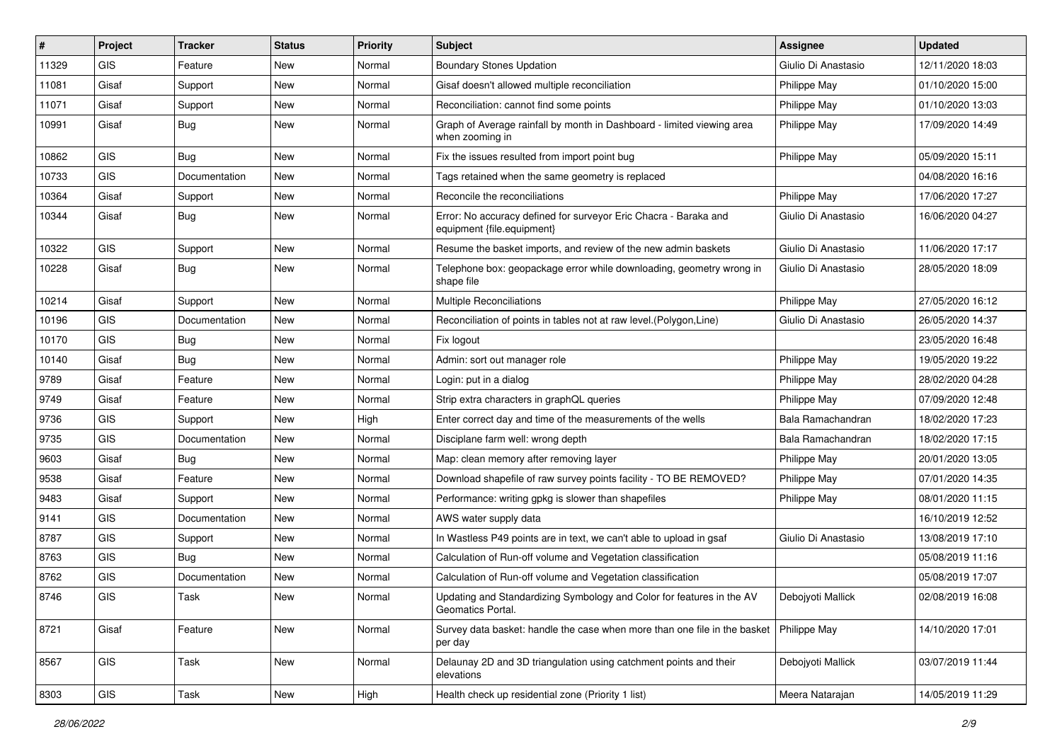| # | Project | Tracker | Status | Priority | Subject | Assignee | Updated |
|---|---|---|---|---|---|---|---|
| 11329 | GIS | Feature | New | Normal | Boundary Stones Updation | Giulio Di Anastasio | 12/11/2020 18:03 |
| 11081 | Gisaf | Support | New | Normal | Gisaf doesn't allowed multiple reconciliation | Philippe May | 01/10/2020 15:00 |
| 11071 | Gisaf | Support | New | Normal | Reconciliation: cannot find some points | Philippe May | 01/10/2020 13:03 |
| 10991 | Gisaf | Bug | New | Normal | Graph of Average rainfall by month in Dashboard - limited viewing area when zooming in | Philippe May | 17/09/2020 14:49 |
| 10862 | GIS | Bug | New | Normal | Fix the issues resulted from import point bug | Philippe May | 05/09/2020 15:11 |
| 10733 | GIS | Documentation | New | Normal | Tags retained when the same geometry is replaced | | 04/08/2020 16:16 |
| 10364 | Gisaf | Support | New | Normal | Reconcile the reconciliations | Philippe May | 17/06/2020 17:27 |
| 10344 | Gisaf | Bug | New | Normal | Error: No accuracy defined for surveyor Eric Chacra - Baraka and equipment {file.equipment} | Giulio Di Anastasio | 16/06/2020 04:27 |
| 10322 | GIS | Support | New | Normal | Resume the basket imports, and review of the new admin baskets | Giulio Di Anastasio | 11/06/2020 17:17 |
| 10228 | Gisaf | Bug | New | Normal | Telephone box: geopackage error while downloading, geometry wrong in shape file | Giulio Di Anastasio | 28/05/2020 18:09 |
| 10214 | Gisaf | Support | New | Normal | Multiple Reconciliations | Philippe May | 27/05/2020 16:12 |
| 10196 | GIS | Documentation | New | Normal | Reconciliation of points in tables not at raw level.(Polygon,Line) | Giulio Di Anastasio | 26/05/2020 14:37 |
| 10170 | GIS | Bug | New | Normal | Fix logout | | 23/05/2020 16:48 |
| 10140 | Gisaf | Bug | New | Normal | Admin: sort out manager role | Philippe May | 19/05/2020 19:22 |
| 9789 | Gisaf | Feature | New | Normal | Login: put in a dialog | Philippe May | 28/02/2020 04:28 |
| 9749 | Gisaf | Feature | New | Normal | Strip extra characters in graphQL queries | Philippe May | 07/09/2020 12:48 |
| 9736 | GIS | Support | New | High | Enter correct day and time of the measurements of the wells | Bala Ramachandran | 18/02/2020 17:23 |
| 9735 | GIS | Documentation | New | Normal | Disciplane farm well: wrong depth | Bala Ramachandran | 18/02/2020 17:15 |
| 9603 | Gisaf | Bug | New | Normal | Map: clean memory after removing layer | Philippe May | 20/01/2020 13:05 |
| 9538 | Gisaf | Feature | New | Normal | Download shapefile of raw survey points facility - TO BE REMOVED? | Philippe May | 07/01/2020 14:35 |
| 9483 | Gisaf | Support | New | Normal | Performance: writing gpkg is slower than shapefiles | Philippe May | 08/01/2020 11:15 |
| 9141 | GIS | Documentation | New | Normal | AWS water supply data | | 16/10/2019 12:52 |
| 8787 | GIS | Support | New | Normal | In Wastless P49 points are in text, we can't able to upload in gsaf | Giulio Di Anastasio | 13/08/2019 17:10 |
| 8763 | GIS | Bug | New | Normal | Calculation of Run-off volume and Vegetation classification | | 05/08/2019 11:16 |
| 8762 | GIS | Documentation | New | Normal | Calculation of Run-off volume and Vegetation classification | | 05/08/2019 17:07 |
| 8746 | GIS | Task | New | Normal | Updating and Standardizing Symbology and Color for features in the AV Geomatics Portal. | Debojyoti Mallick | 02/08/2019 16:08 |
| 8721 | Gisaf | Feature | New | Normal | Survey data basket: handle the case when more than one file in the basket per day | Philippe May | 14/10/2020 17:01 |
| 8567 | GIS | Task | New | Normal | Delaunay 2D and 3D triangulation using catchment points and their elevations | Debojyoti Mallick | 03/07/2019 11:44 |
| 8303 | GIS | Task | New | High | Health check up residential zone (Priority 1 list) | Meera Natarajan | 14/05/2019 11:29 |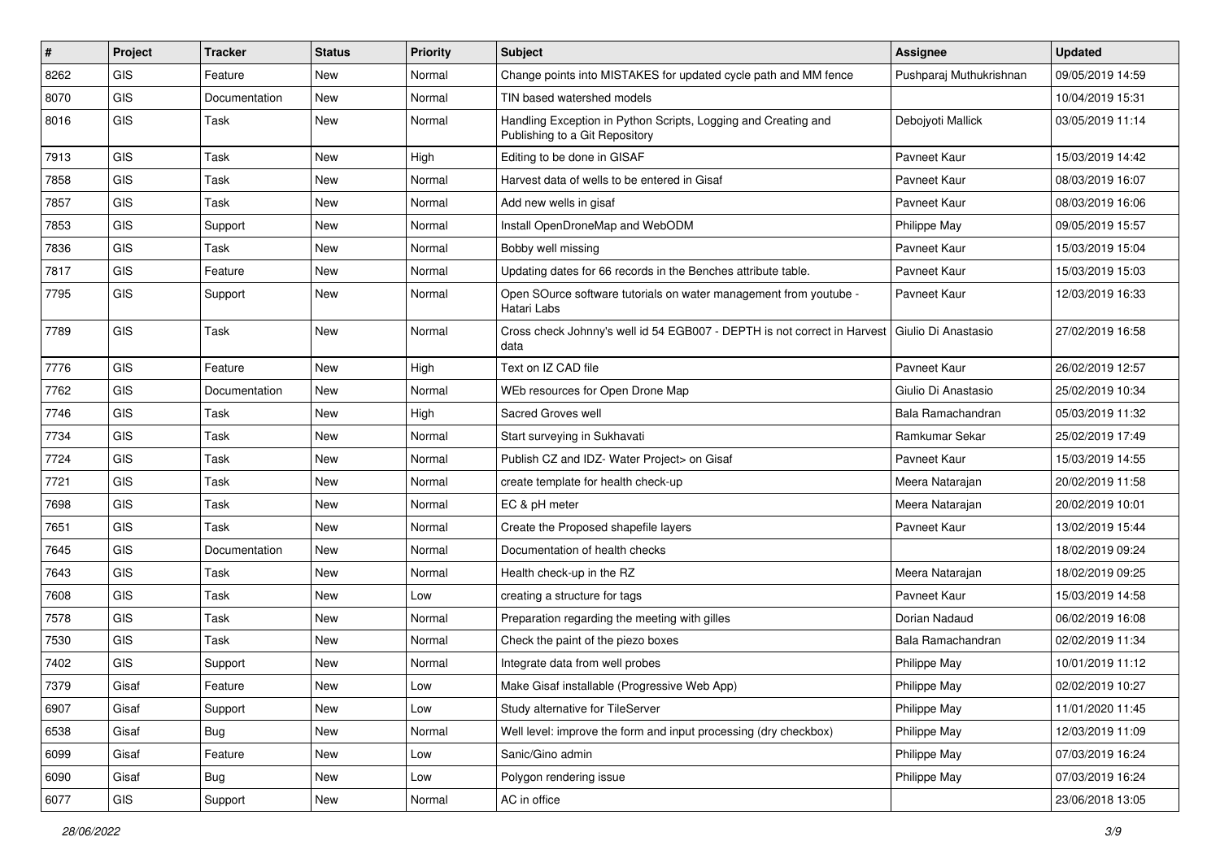| # | Project | Tracker | Status | Priority | Subject | Assignee | Updated |
|---|---|---|---|---|---|---|---|
| 8262 | GIS | Feature | New | Normal | Change points into MISTAKES for updated cycle path and MM fence | Pushparaj Muthukrishnan | 09/05/2019 14:59 |
| 8070 | GIS | Documentation | New | Normal | TIN based watershed models | | 10/04/2019 15:31 |
| 8016 | GIS | Task | New | Normal | Handling Exception in Python Scripts, Logging and Creating and Publishing to a Git Repository | Debojyoti Mallick | 03/05/2019 11:14 |
| 7913 | GIS | Task | New | High | Editing to be done in GISAF | Pavneet Kaur | 15/03/2019 14:42 |
| 7858 | GIS | Task | New | Normal | Harvest data of wells to be entered in Gisaf | Pavneet Kaur | 08/03/2019 16:07 |
| 7857 | GIS | Task | New | Normal | Add new wells in gisaf | Pavneet Kaur | 08/03/2019 16:06 |
| 7853 | GIS | Support | New | Normal | Install OpenDroneMap and WebODM | Philippe May | 09/05/2019 15:57 |
| 7836 | GIS | Task | New | Normal | Bobby well missing | Pavneet Kaur | 15/03/2019 15:04 |
| 7817 | GIS | Feature | New | Normal | Updating dates for 66 records in the Benches attribute table. | Pavneet Kaur | 15/03/2019 15:03 |
| 7795 | GIS | Support | New | Normal | Open SOurce software tutorials on water management from youtube - Hatari Labs | Pavneet Kaur | 12/03/2019 16:33 |
| 7789 | GIS | Task | New | Normal | Cross check Johnny's well id 54 EGB007 - DEPTH is not correct in Harvest data | Giulio Di Anastasio | 27/02/2019 16:58 |
| 7776 | GIS | Feature | New | High | Text on IZ CAD file | Pavneet Kaur | 26/02/2019 12:57 |
| 7762 | GIS | Documentation | New | Normal | WEb resources for Open Drone Map | Giulio Di Anastasio | 25/02/2019 10:34 |
| 7746 | GIS | Task | New | High | Sacred Groves well | Bala Ramachandran | 05/03/2019 11:32 |
| 7734 | GIS | Task | New | Normal | Start surveying in Sukhavati | Ramkumar Sekar | 25/02/2019 17:49 |
| 7724 | GIS | Task | New | Normal | Publish CZ and IDZ- Water Project> on Gisaf | Pavneet Kaur | 15/03/2019 14:55 |
| 7721 | GIS | Task | New | Normal | create template for health check-up | Meera Natarajan | 20/02/2019 11:58 |
| 7698 | GIS | Task | New | Normal | EC & pH meter | Meera Natarajan | 20/02/2019 10:01 |
| 7651 | GIS | Task | New | Normal | Create the Proposed shapefile layers | Pavneet Kaur | 13/02/2019 15:44 |
| 7645 | GIS | Documentation | New | Normal | Documentation of health checks | | 18/02/2019 09:24 |
| 7643 | GIS | Task | New | Normal | Health check-up in the RZ | Meera Natarajan | 18/02/2019 09:25 |
| 7608 | GIS | Task | New | Low | creating a structure for tags | Pavneet Kaur | 15/03/2019 14:58 |
| 7578 | GIS | Task | New | Normal | Preparation regarding the meeting with gilles | Dorian Nadaud | 06/02/2019 16:08 |
| 7530 | GIS | Task | New | Normal | Check the paint of the piezo boxes | Bala Ramachandran | 02/02/2019 11:34 |
| 7402 | GIS | Support | New | Normal | Integrate data from well probes | Philippe May | 10/01/2019 11:12 |
| 7379 | Gisaf | Feature | New | Low | Make Gisaf installable (Progressive Web App) | Philippe May | 02/02/2019 10:27 |
| 6907 | Gisaf | Support | New | Low | Study alternative for TileServer | Philippe May | 11/01/2020 11:45 |
| 6538 | Gisaf | Bug | New | Normal | Well level: improve the form and input processing (dry checkbox) | Philippe May | 12/03/2019 11:09 |
| 6099 | Gisaf | Feature | New | Low | Sanic/Gino admin | Philippe May | 07/03/2019 16:24 |
| 6090 | Gisaf | Bug | New | Low | Polygon rendering issue | Philippe May | 07/03/2019 16:24 |
| 6077 | GIS | Support | New | Normal | AC in office | | 23/06/2018 13:05 |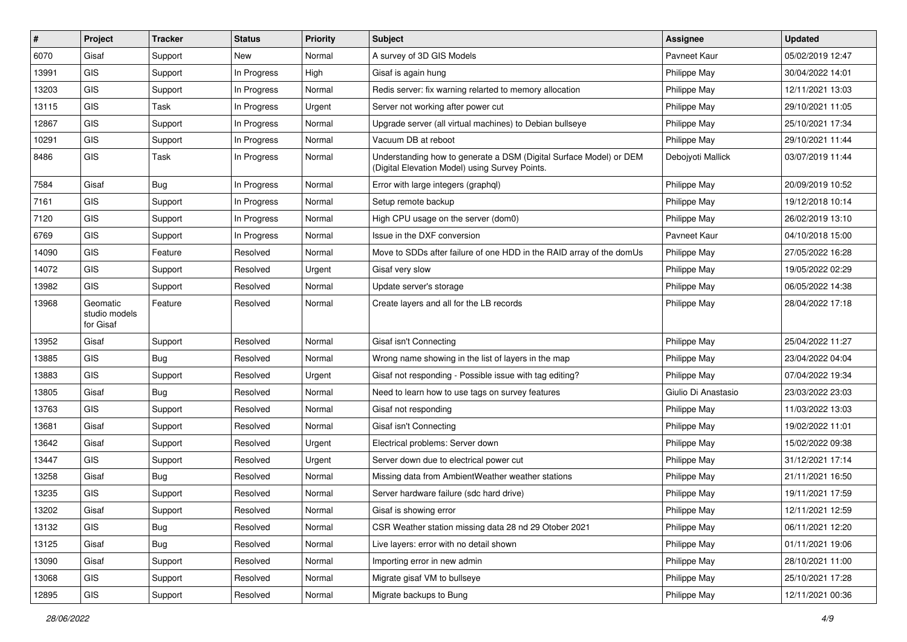| # | Project | Tracker | Status | Priority | Subject | Assignee | Updated |
|---|---|---|---|---|---|---|---|
| 6070 | Gisaf | Support | New | Normal | A survey of 3D GIS Models | Pavneet Kaur | 05/02/2019 12:47 |
| 13991 | GIS | Support | In Progress | High | Gisaf is again hung | Philippe May | 30/04/2022 14:01 |
| 13203 | GIS | Support | In Progress | Normal | Redis server: fix warning relarted to memory allocation | Philippe May | 12/11/2021 13:03 |
| 13115 | GIS | Task | In Progress | Urgent | Server not working after power cut | Philippe May | 29/10/2021 11:05 |
| 12867 | GIS | Support | In Progress | Normal | Upgrade server (all virtual machines) to Debian bullseye | Philippe May | 25/10/2021 17:34 |
| 10291 | GIS | Support | In Progress | Normal | Vacuum DB at reboot | Philippe May | 29/10/2021 11:44 |
| 8486 | GIS | Task | In Progress | Normal | Understanding how to generate a DSM (Digital Surface Model) or DEM (Digital Elevation Model) using Survey Points. | Debojyoti Mallick | 03/07/2019 11:44 |
| 7584 | Gisaf | Bug | In Progress | Normal | Error with large integers (graphql) | Philippe May | 20/09/2019 10:52 |
| 7161 | GIS | Support | In Progress | Normal | Setup remote backup | Philippe May | 19/12/2018 10:14 |
| 7120 | GIS | Support | In Progress | Normal | High CPU usage on the server (dom0) | Philippe May | 26/02/2019 13:10 |
| 6769 | GIS | Support | In Progress | Normal | Issue in the DXF conversion | Pavneet Kaur | 04/10/2018 15:00 |
| 14090 | GIS | Feature | Resolved | Normal | Move to SDDs after failure of one HDD in the RAID array of the domUs | Philippe May | 27/05/2022 16:28 |
| 14072 | GIS | Support | Resolved | Urgent | Gisaf very slow | Philippe May | 19/05/2022 02:29 |
| 13982 | GIS | Support | Resolved | Normal | Update server's storage | Philippe May | 06/05/2022 14:38 |
| 13968 | Geomatic studio models for Gisaf | Feature | Resolved | Normal | Create layers and all for the LB records | Philippe May | 28/04/2022 17:18 |
| 13952 | Gisaf | Support | Resolved | Normal | Gisaf isn't Connecting | Philippe May | 25/04/2022 11:27 |
| 13885 | GIS | Bug | Resolved | Normal | Wrong name showing in the list of layers in the map | Philippe May | 23/04/2022 04:04 |
| 13883 | GIS | Support | Resolved | Urgent | Gisaf not responding - Possible issue with tag editing? | Philippe May | 07/04/2022 19:34 |
| 13805 | Gisaf | Bug | Resolved | Normal | Need to learn how to use tags on survey features | Giulio Di Anastasio | 23/03/2022 23:03 |
| 13763 | GIS | Support | Resolved | Normal | Gisaf not responding | Philippe May | 11/03/2022 13:03 |
| 13681 | Gisaf | Support | Resolved | Normal | Gisaf isn't Connecting | Philippe May | 19/02/2022 11:01 |
| 13642 | Gisaf | Support | Resolved | Urgent | Electrical problems: Server down | Philippe May | 15/02/2022 09:38 |
| 13447 | GIS | Support | Resolved | Urgent | Server down due to electrical power cut | Philippe May | 31/12/2021 17:14 |
| 13258 | Gisaf | Bug | Resolved | Normal | Missing data from AmbientWeather weather stations | Philippe May | 21/11/2021 16:50 |
| 13235 | GIS | Support | Resolved | Normal | Server hardware failure (sdc hard drive) | Philippe May | 19/11/2021 17:59 |
| 13202 | Gisaf | Support | Resolved | Normal | Gisaf is showing error | Philippe May | 12/11/2021 12:59 |
| 13132 | GIS | Bug | Resolved | Normal | CSR Weather station missing data 28 nd 29 Otober 2021 | Philippe May | 06/11/2021 12:20 |
| 13125 | Gisaf | Bug | Resolved | Normal | Live layers: error with no detail shown | Philippe May | 01/11/2021 19:06 |
| 13090 | Gisaf | Support | Resolved | Normal | Importing error in new admin | Philippe May | 28/10/2021 11:00 |
| 13068 | GIS | Support | Resolved | Normal | Migrate gisaf VM to bullseye | Philippe May | 25/10/2021 17:28 |
| 12895 | GIS | Support | Resolved | Normal | Migrate backups to Bung | Philippe May | 12/11/2021 00:36 |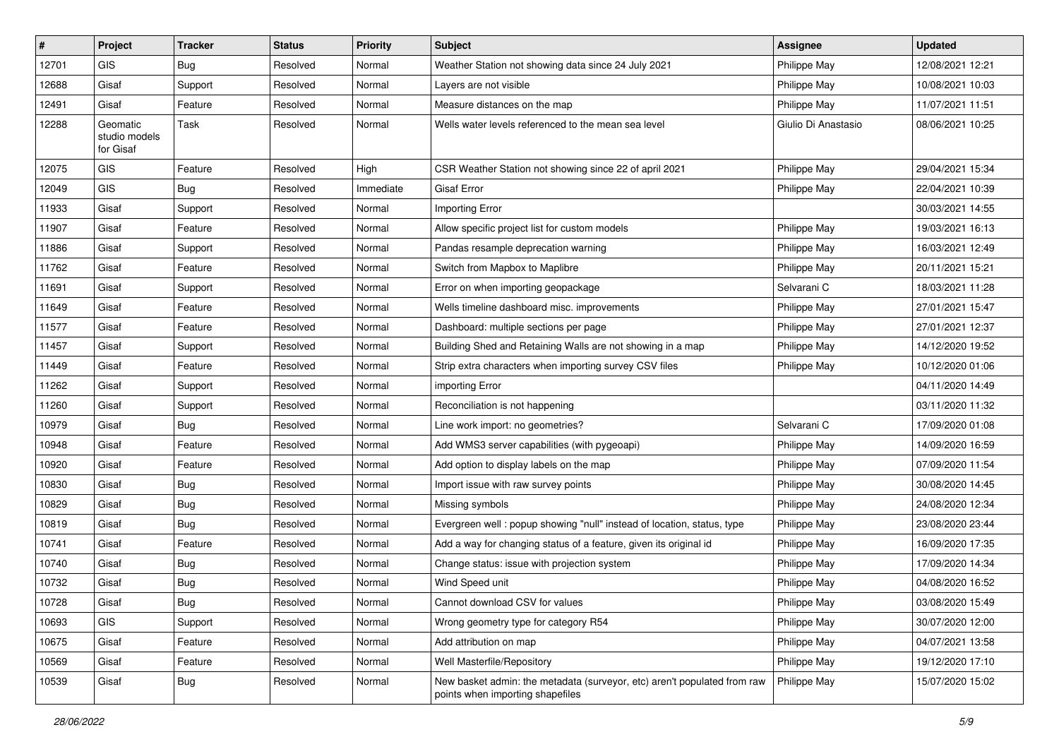| # | Project | Tracker | Status | Priority | Subject | Assignee | Updated |
|---|---|---|---|---|---|---|---|
| 12701 | GIS | Bug | Resolved | Normal | Weather Station not showing data since 24 July 2021 | Philippe May | 12/08/2021 12:21 |
| 12688 | Gisaf | Support | Resolved | Normal | Layers are not visible | Philippe May | 10/08/2021 10:03 |
| 12491 | Gisaf | Feature | Resolved | Normal | Measure distances on the map | Philippe May | 11/07/2021 11:51 |
| 12288 | Geomatic studio models for Gisaf | Task | Resolved | Normal | Wells water levels referenced to the mean sea level | Giulio Di Anastasio | 08/06/2021 10:25 |
| 12075 | GIS | Feature | Resolved | High | CSR Weather Station not showing since 22 of april 2021 | Philippe May | 29/04/2021 15:34 |
| 12049 | GIS | Bug | Resolved | Immediate | Gisaf Error | Philippe May | 22/04/2021 10:39 |
| 11933 | Gisaf | Support | Resolved | Normal | Importing Error | | 30/03/2021 14:55 |
| 11907 | Gisaf | Feature | Resolved | Normal | Allow specific project list for custom models | Philippe May | 19/03/2021 16:13 |
| 11886 | Gisaf | Support | Resolved | Normal | Pandas resample deprecation warning | Philippe May | 16/03/2021 12:49 |
| 11762 | Gisaf | Feature | Resolved | Normal | Switch from Mapbox to Maplibre | Philippe May | 20/11/2021 15:21 |
| 11691 | Gisaf | Support | Resolved | Normal | Error on when importing geopackage | Selvarani C | 18/03/2021 11:28 |
| 11649 | Gisaf | Feature | Resolved | Normal | Wells timeline dashboard misc. improvements | Philippe May | 27/01/2021 15:47 |
| 11577 | Gisaf | Feature | Resolved | Normal | Dashboard: multiple sections per page | Philippe May | 27/01/2021 12:37 |
| 11457 | Gisaf | Support | Resolved | Normal | Building Shed and Retaining Walls are not showing in a map | Philippe May | 14/12/2020 19:52 |
| 11449 | Gisaf | Feature | Resolved | Normal | Strip extra characters when importing survey CSV files | Philippe May | 10/12/2020 01:06 |
| 11262 | Gisaf | Support | Resolved | Normal | importing Error | | 04/11/2020 14:49 |
| 11260 | Gisaf | Support | Resolved | Normal | Reconciliation is not happening | | 03/11/2020 11:32 |
| 10979 | Gisaf | Bug | Resolved | Normal | Line work import: no geometries? | Selvarani C | 17/09/2020 01:08 |
| 10948 | Gisaf | Feature | Resolved | Normal | Add WMS3 server capabilities (with pygeoapi) | Philippe May | 14/09/2020 16:59 |
| 10920 | Gisaf | Feature | Resolved | Normal | Add option to display labels on the map | Philippe May | 07/09/2020 11:54 |
| 10830 | Gisaf | Bug | Resolved | Normal | Import issue with raw survey points | Philippe May | 30/08/2020 14:45 |
| 10829 | Gisaf | Bug | Resolved | Normal | Missing symbols | Philippe May | 24/08/2020 12:34 |
| 10819 | Gisaf | Bug | Resolved | Normal | Evergreen well : popup showing "null" instead of location, status, type | Philippe May | 23/08/2020 23:44 |
| 10741 | Gisaf | Feature | Resolved | Normal | Add a way for changing status of a feature, given its original id | Philippe May | 16/09/2020 17:35 |
| 10740 | Gisaf | Bug | Resolved | Normal | Change status: issue with projection system | Philippe May | 17/09/2020 14:34 |
| 10732 | Gisaf | Bug | Resolved | Normal | Wind Speed unit | Philippe May | 04/08/2020 16:52 |
| 10728 | Gisaf | Bug | Resolved | Normal | Cannot download CSV for values | Philippe May | 03/08/2020 15:49 |
| 10693 | GIS | Support | Resolved | Normal | Wrong geometry type for category R54 | Philippe May | 30/07/2020 12:00 |
| 10675 | Gisaf | Feature | Resolved | Normal | Add attribution on map | Philippe May | 04/07/2021 13:58 |
| 10569 | Gisaf | Feature | Resolved | Normal | Well Masterfile/Repository | Philippe May | 19/12/2020 17:10 |
| 10539 | Gisaf | Bug | Resolved | Normal | New basket admin: the metadata (surveyor, etc) aren't populated from raw points when importing shapefiles | Philippe May | 15/07/2020 15:02 |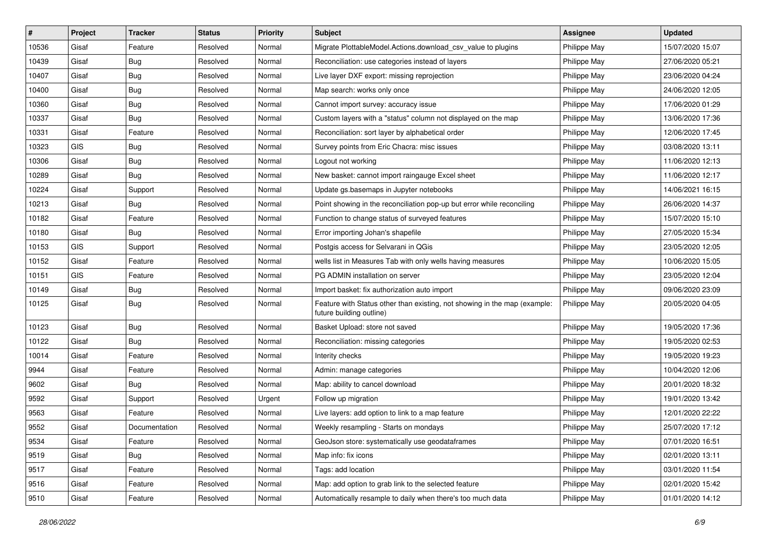| # | Project | Tracker | Status | Priority | Subject | Assignee | Updated |
|---|---|---|---|---|---|---|---|
| 10536 | Gisaf | Feature | Resolved | Normal | Migrate PlottableModel.Actions.download_csv_value to plugins | Philippe May | 15/07/2020 15:07 |
| 10439 | Gisaf | Bug | Resolved | Normal | Reconciliation: use categories instead of layers | Philippe May | 27/06/2020 05:21 |
| 10407 | Gisaf | Bug | Resolved | Normal | Live layer DXF export: missing reprojection | Philippe May | 23/06/2020 04:24 |
| 10400 | Gisaf | Bug | Resolved | Normal | Map search: works only once | Philippe May | 24/06/2020 12:05 |
| 10360 | Gisaf | Bug | Resolved | Normal | Cannot import survey: accuracy issue | Philippe May | 17/06/2020 01:29 |
| 10337 | Gisaf | Bug | Resolved | Normal | Custom layers with a "status" column not displayed on the map | Philippe May | 13/06/2020 17:36 |
| 10331 | Gisaf | Feature | Resolved | Normal | Reconciliation: sort layer by alphabetical order | Philippe May | 12/06/2020 17:45 |
| 10323 | GIS | Bug | Resolved | Normal | Survey points from Eric Chacra: misc issues | Philippe May | 03/08/2020 13:11 |
| 10306 | Gisaf | Bug | Resolved | Normal | Logout not working | Philippe May | 11/06/2020 12:13 |
| 10289 | Gisaf | Bug | Resolved | Normal | New basket: cannot import raingauge Excel sheet | Philippe May | 11/06/2020 12:17 |
| 10224 | Gisaf | Support | Resolved | Normal | Update gs.basemaps in Jupyter notebooks | Philippe May | 14/06/2021 16:15 |
| 10213 | Gisaf | Bug | Resolved | Normal | Point showing in the reconciliation pop-up but error while reconciling | Philippe May | 26/06/2020 14:37 |
| 10182 | Gisaf | Feature | Resolved | Normal | Function to change status of surveyed features | Philippe May | 15/07/2020 15:10 |
| 10180 | Gisaf | Bug | Resolved | Normal | Error importing Johan's shapefile | Philippe May | 27/05/2020 15:34 |
| 10153 | GIS | Support | Resolved | Normal | Postgis access for Selvarani in QGis | Philippe May | 23/05/2020 12:05 |
| 10152 | Gisaf | Feature | Resolved | Normal | wells list in Measures Tab with only wells having measures | Philippe May | 10/06/2020 15:05 |
| 10151 | GIS | Feature | Resolved | Normal | PG ADMIN installation on server | Philippe May | 23/05/2020 12:04 |
| 10149 | Gisaf | Bug | Resolved | Normal | Import basket: fix authorization auto import | Philippe May | 09/06/2020 23:09 |
| 10125 | Gisaf | Bug | Resolved | Normal | Feature with Status other than existing, not showing in the map (example: future building outline) | Philippe May | 20/05/2020 04:05 |
| 10123 | Gisaf | Bug | Resolved | Normal | Basket Upload: store not saved | Philippe May | 19/05/2020 17:36 |
| 10122 | Gisaf | Bug | Resolved | Normal | Reconciliation: missing categories | Philippe May | 19/05/2020 02:53 |
| 10014 | Gisaf | Feature | Resolved | Normal | Interity checks | Philippe May | 19/05/2020 19:23 |
| 9944 | Gisaf | Feature | Resolved | Normal | Admin: manage categories | Philippe May | 10/04/2020 12:06 |
| 9602 | Gisaf | Bug | Resolved | Normal | Map: ability to cancel download | Philippe May | 20/01/2020 18:32 |
| 9592 | Gisaf | Support | Resolved | Urgent | Follow up migration | Philippe May | 19/01/2020 13:42 |
| 9563 | Gisaf | Feature | Resolved | Normal | Live layers: add option to link to a map feature | Philippe May | 12/01/2020 22:22 |
| 9552 | Gisaf | Documentation | Resolved | Normal | Weekly resampling - Starts on mondays | Philippe May | 25/07/2020 17:12 |
| 9534 | Gisaf | Feature | Resolved | Normal | GeoJson store: systematically use geodataframes | Philippe May | 07/01/2020 16:51 |
| 9519 | Gisaf | Bug | Resolved | Normal | Map info: fix icons | Philippe May | 02/01/2020 13:11 |
| 9517 | Gisaf | Feature | Resolved | Normal | Tags: add location | Philippe May | 03/01/2020 11:54 |
| 9516 | Gisaf | Feature | Resolved | Normal | Map: add option to grab link to the selected feature | Philippe May | 02/01/2020 15:42 |
| 9510 | Gisaf | Feature | Resolved | Normal | Automatically resample to daily when there's too much data | Philippe May | 01/01/2020 14:12 |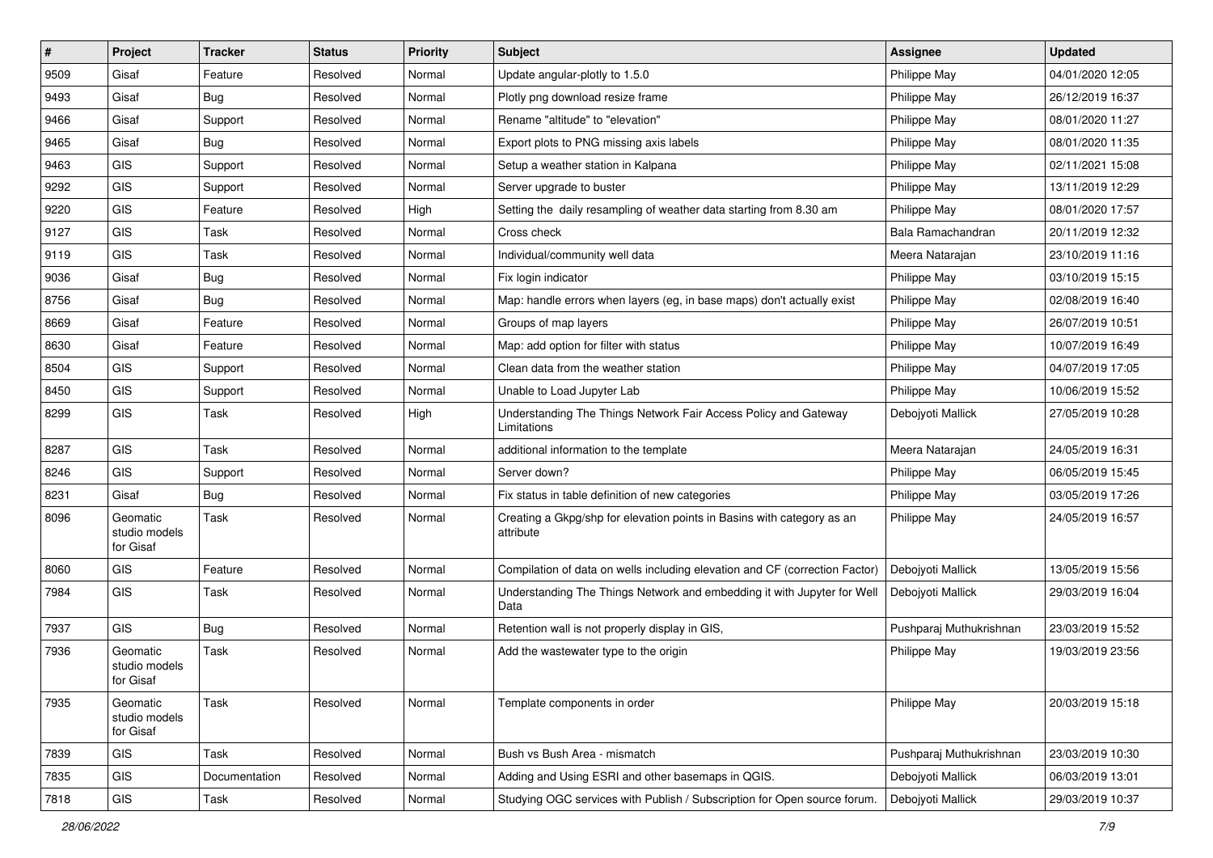| # | Project | Tracker | Status | Priority | Subject | Assignee | Updated |
|---|---|---|---|---|---|---|---|
| 9509 | Gisaf | Feature | Resolved | Normal | Update angular-plotly to 1.5.0 | Philippe May | 04/01/2020 12:05 |
| 9493 | Gisaf | Bug | Resolved | Normal | Plotly png download resize frame | Philippe May | 26/12/2019 16:37 |
| 9466 | Gisaf | Support | Resolved | Normal | Rename "altitude" to "elevation" | Philippe May | 08/01/2020 11:27 |
| 9465 | Gisaf | Bug | Resolved | Normal | Export plots to PNG missing axis labels | Philippe May | 08/01/2020 11:35 |
| 9463 | GIS | Support | Resolved | Normal | Setup a weather station in Kalpana | Philippe May | 02/11/2021 15:08 |
| 9292 | GIS | Support | Resolved | Normal | Server upgrade to buster | Philippe May | 13/11/2019 12:29 |
| 9220 | GIS | Feature | Resolved | High | Setting the daily resampling of weather data starting from 8.30 am | Philippe May | 08/01/2020 17:57 |
| 9127 | GIS | Task | Resolved | Normal | Cross check | Bala Ramachandran | 20/11/2019 12:32 |
| 9119 | GIS | Task | Resolved | Normal | Individual/community well data | Meera Natarajan | 23/10/2019 11:16 |
| 9036 | Gisaf | Bug | Resolved | Normal | Fix login indicator | Philippe May | 03/10/2019 15:15 |
| 8756 | Gisaf | Bug | Resolved | Normal | Map: handle errors when layers (eg, in base maps) don't actually exist | Philippe May | 02/08/2019 16:40 |
| 8669 | Gisaf | Feature | Resolved | Normal | Groups of map layers | Philippe May | 26/07/2019 10:51 |
| 8630 | Gisaf | Feature | Resolved | Normal | Map: add option for filter with status | Philippe May | 10/07/2019 16:49 |
| 8504 | GIS | Support | Resolved | Normal | Clean data from the weather station | Philippe May | 04/07/2019 17:05 |
| 8450 | GIS | Support | Resolved | Normal | Unable to Load Jupyter Lab | Philippe May | 10/06/2019 15:52 |
| 8299 | GIS | Task | Resolved | High | Understanding The Things Network Fair Access Policy and Gateway Limitations | Debojyoti Mallick | 27/05/2019 10:28 |
| 8287 | GIS | Task | Resolved | Normal | additional information to the template | Meera Natarajan | 24/05/2019 16:31 |
| 8246 | GIS | Support | Resolved | Normal | Server down? | Philippe May | 06/05/2019 15:45 |
| 8231 | Gisaf | Bug | Resolved | Normal | Fix status in table definition of new categories | Philippe May | 03/05/2019 17:26 |
| 8096 | Geomatic studio models for Gisaf | Task | Resolved | Normal | Creating a Gkpg/shp for elevation points in Basins with category as an attribute | Philippe May | 24/05/2019 16:57 |
| 8060 | GIS | Feature | Resolved | Normal | Compilation of data on wells including elevation and CF (correction Factor) | Debojyoti Mallick | 13/05/2019 15:56 |
| 7984 | GIS | Task | Resolved | Normal | Understanding The Things Network and embedding it with Jupyter for Well Data | Debojyoti Mallick | 29/03/2019 16:04 |
| 7937 | GIS | Bug | Resolved | Normal | Retention wall is not properly display in GIS, | Pushparaj Muthukrishnan | 23/03/2019 15:52 |
| 7936 | Geomatic studio models for Gisaf | Task | Resolved | Normal | Add the wastewater type to the origin | Philippe May | 19/03/2019 23:56 |
| 7935 | Geomatic studio models for Gisaf | Task | Resolved | Normal | Template components in order | Philippe May | 20/03/2019 15:18 |
| 7839 | GIS | Task | Resolved | Normal | Bush vs Bush Area - mismatch | Pushparaj Muthukrishnan | 23/03/2019 10:30 |
| 7835 | GIS | Documentation | Resolved | Normal | Adding and Using ESRI and other basemaps in QGIS. | Debojyoti Mallick | 06/03/2019 13:01 |
| 7818 | GIS | Task | Resolved | Normal | Studying OGC services with Publish / Subscription for Open source forum. | Debojyoti Mallick | 29/03/2019 10:37 |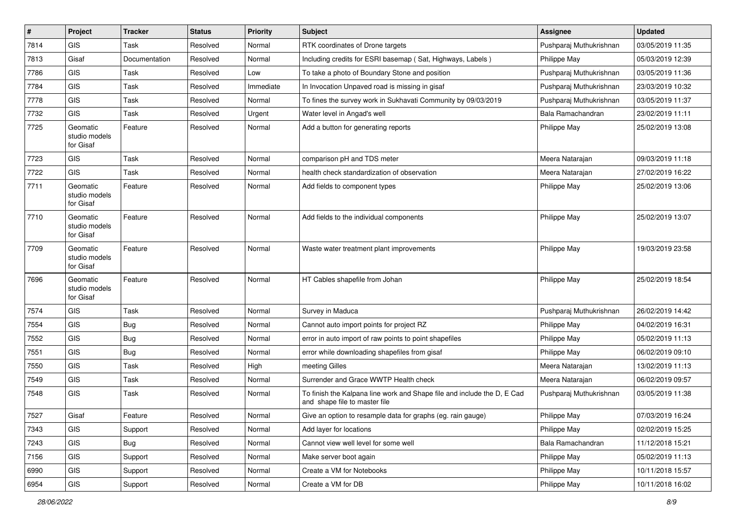| # | Project | Tracker | Status | Priority | Subject | Assignee | Updated |
|---|---|---|---|---|---|---|---|
| 7814 | GIS | Task | Resolved | Normal | RTK coordinates of Drone targets | Pushparaj Muthukrishnan | 03/05/2019 11:35 |
| 7813 | Gisaf | Documentation | Resolved | Normal | Including credits for ESRI basemap ( Sat, Highways, Labels ) | Philippe May | 05/03/2019 12:39 |
| 7786 | GIS | Task | Resolved | Low | To take a photo of Boundary Stone and position | Pushparaj Muthukrishnan | 03/05/2019 11:36 |
| 7784 | GIS | Task | Resolved | Immediate | In Invocation Unpaved road is missing in gisaf | Pushparaj Muthukrishnan | 23/03/2019 10:32 |
| 7778 | GIS | Task | Resolved | Normal | To fines the survey work in Sukhavati Community by 09/03/2019 | Pushparaj Muthukrishnan | 03/05/2019 11:37 |
| 7732 | GIS | Task | Resolved | Urgent | Water level in Angad's well | Bala Ramachandran | 23/02/2019 11:11 |
| 7725 | Geomatic studio models for Gisaf | Feature | Resolved | Normal | Add a button for generating reports | Philippe May | 25/02/2019 13:08 |
| 7723 | GIS | Task | Resolved | Normal | comparison pH and TDS meter | Meera Natarajan | 09/03/2019 11:18 |
| 7722 | GIS | Task | Resolved | Normal | health check standardization of observation | Meera Natarajan | 27/02/2019 16:22 |
| 7711 | Geomatic studio models for Gisaf | Feature | Resolved | Normal | Add fields to component types | Philippe May | 25/02/2019 13:06 |
| 7710 | Geomatic studio models for Gisaf | Feature | Resolved | Normal | Add fields to the individual components | Philippe May | 25/02/2019 13:07 |
| 7709 | Geomatic studio models for Gisaf | Feature | Resolved | Normal | Waste water treatment plant improvements | Philippe May | 19/03/2019 23:58 |
| 7696 | Geomatic studio models for Gisaf | Feature | Resolved | Normal | HT Cables shapefile from Johan | Philippe May | 25/02/2019 18:54 |
| 7574 | GIS | Task | Resolved | Normal | Survey in Maduca | Pushparaj Muthukrishnan | 26/02/2019 14:42 |
| 7554 | GIS | Bug | Resolved | Normal | Cannot auto import points for project RZ | Philippe May | 04/02/2019 16:31 |
| 7552 | GIS | Bug | Resolved | Normal | error in auto import of raw points to point shapefiles | Philippe May | 05/02/2019 11:13 |
| 7551 | GIS | Bug | Resolved | Normal | error while downloading shapefiles from gisaf | Philippe May | 06/02/2019 09:10 |
| 7550 | GIS | Task | Resolved | High | meeting Gilles | Meera Natarajan | 13/02/2019 11:13 |
| 7549 | GIS | Task | Resolved | Normal | Surrender and Grace WWTP Health check | Meera Natarajan | 06/02/2019 09:57 |
| 7548 | GIS | Task | Resolved | Normal | To finish the Kalpana line work and Shape file and include the D, E Cad and shape file to master file | Pushparaj Muthukrishnan | 03/05/2019 11:38 |
| 7527 | Gisaf | Feature | Resolved | Normal | Give an option to resample data for graphs (eg. rain gauge) | Philippe May | 07/03/2019 16:24 |
| 7343 | GIS | Support | Resolved | Normal | Add layer for locations | Philippe May | 02/02/2019 15:25 |
| 7243 | GIS | Bug | Resolved | Normal | Cannot view well level for some well | Bala Ramachandran | 11/12/2018 15:21 |
| 7156 | GIS | Support | Resolved | Normal | Make server boot again | Philippe May | 05/02/2019 11:13 |
| 6990 | GIS | Support | Resolved | Normal | Create a VM for Notebooks | Philippe May | 10/11/2018 15:57 |
| 6954 | GIS | Support | Resolved | Normal | Create a VM for DB | Philippe May | 10/11/2018 16:02 |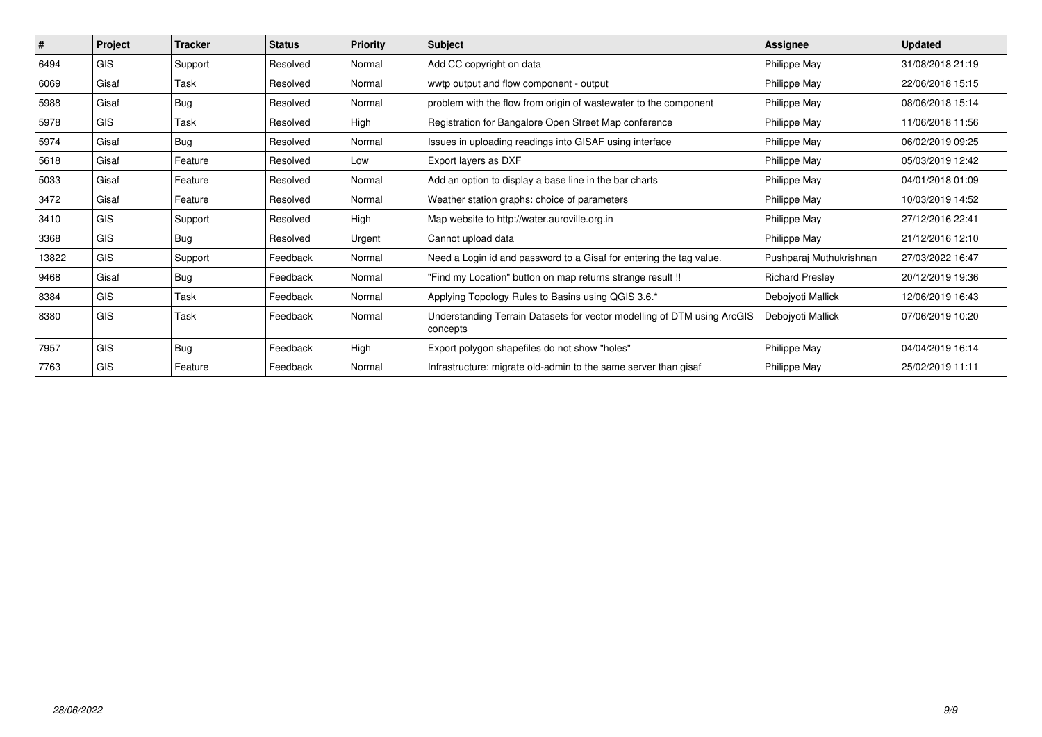| # | Project | Tracker | Status | Priority | Subject | Assignee | Updated |
|---|---|---|---|---|---|---|---|
| 6494 | GIS | Support | Resolved | Normal | Add CC copyright on data | Philippe May | 31/08/2018 21:19 |
| 6069 | Gisaf | Task | Resolved | Normal | wwtp output and flow component - output | Philippe May | 22/06/2018 15:15 |
| 5988 | Gisaf | Bug | Resolved | Normal | problem with the flow from origin of wastewater to the component | Philippe May | 08/06/2018 15:14 |
| 5978 | GIS | Task | Resolved | High | Registration for Bangalore Open Street Map conference | Philippe May | 11/06/2018 11:56 |
| 5974 | Gisaf | Bug | Resolved | Normal | Issues in uploading readings into GISAF using interface | Philippe May | 06/02/2019 09:25 |
| 5618 | Gisaf | Feature | Resolved | Low | Export layers as DXF | Philippe May | 05/03/2019 12:42 |
| 5033 | Gisaf | Feature | Resolved | Normal | Add an option to display a base line in the bar charts | Philippe May | 04/01/2018 01:09 |
| 3472 | Gisaf | Feature | Resolved | Normal | Weather station graphs: choice of parameters | Philippe May | 10/03/2019 14:52 |
| 3410 | GIS | Support | Resolved | High | Map website to http://water.auroville.org.in | Philippe May | 27/12/2016 22:41 |
| 3368 | GIS | Bug | Resolved | Urgent | Cannot upload data | Philippe May | 21/12/2016 12:10 |
| 13822 | GIS | Support | Feedback | Normal | Need a Login id and password to a Gisaf for entering the tag value. | Pushparaj Muthukrishnan | 27/03/2022 16:47 |
| 9468 | Gisaf | Bug | Feedback | Normal | "Find my Location" button on map returns strange result !! | Richard Presley | 20/12/2019 19:36 |
| 8384 | GIS | Task | Feedback | Normal | Applying Topology Rules to Basins using QGIS 3.6.* | Debojyoti Mallick | 12/06/2019 16:43 |
| 8380 | GIS | Task | Feedback | Normal | Understanding Terrain Datasets for vector modelling of DTM using ArcGIS concepts | Debojyoti Mallick | 07/06/2019 10:20 |
| 7957 | GIS | Bug | Feedback | High | Export polygon shapefiles do not show "holes" | Philippe May | 04/04/2019 16:14 |
| 7763 | GIS | Feature | Feedback | Normal | Infrastructure: migrate old-admin to the same server than gisaf | Philippe May | 25/02/2019 11:11 |